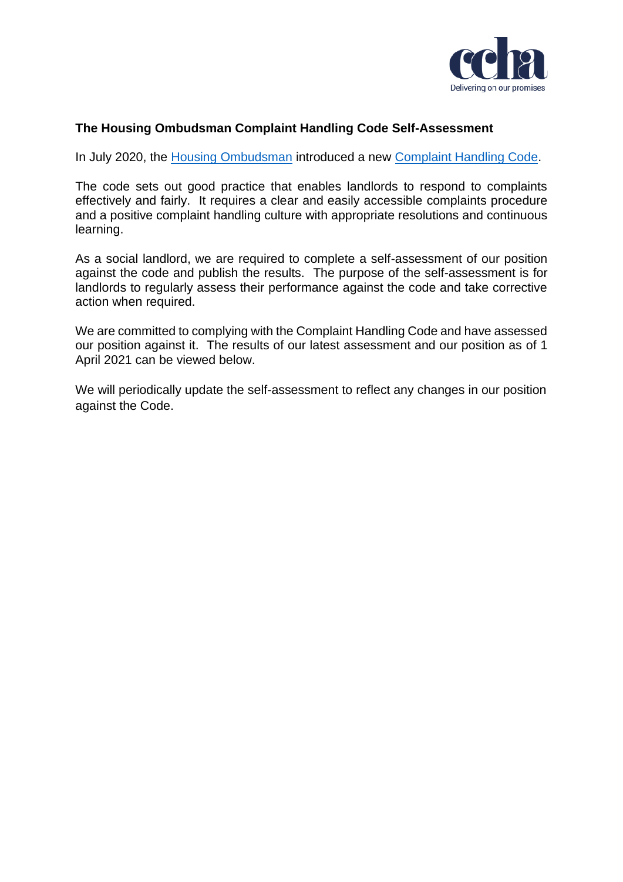# The Housing Ombudsman Complaint Handling Code Self-Assessment

In July 2020, the Housing Ombudsman introduced a new Complaint Handling Code.

The code sets out good practice that enables landlords to respond to complaints effectively and fairly. It requires a clear and easily accessible complaints procedure and a positive complaint handling culture with appropriate resolutions and continuous learning.

As a social landlord, we are required to complete a self-assessment of our position against the code and publish the results. The purpose of the self-assessment is for landlords to regularly assess their performance against the code and take corrective action when required.

We are committed to complying with the Complaint Handling Code and have assessed our position against it. The results of our latest assessment and our position as of 1 April 2021 can be viewed below.

We will periodically update the self-assessment to reflect any changes in our position against the Code.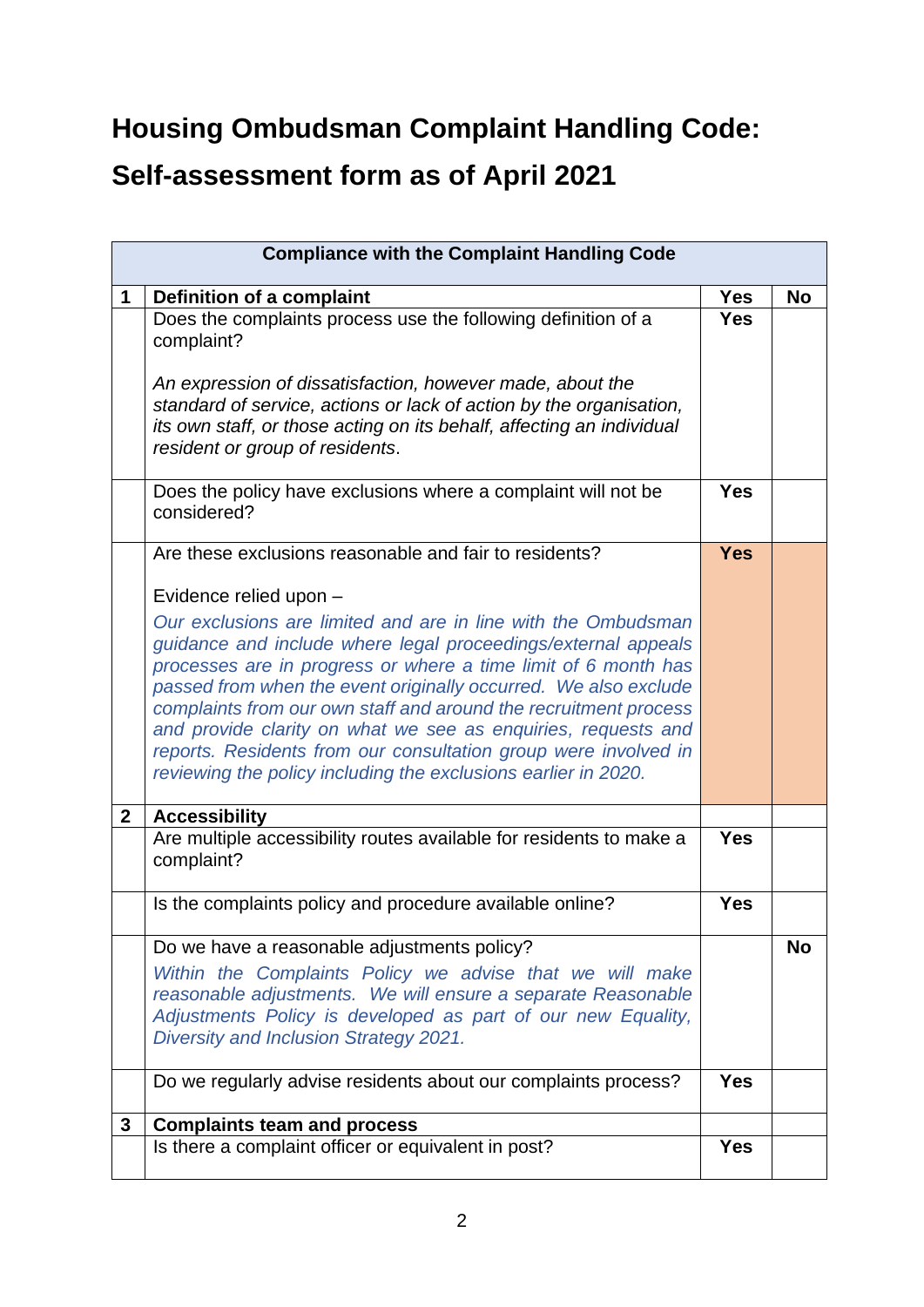# Housing Ombudsman Complaint Handling Code:

# Self-assessment form as of April 2021

| Compliance with the Complaint Handling Code | | | |
|---|---|---|---|
| **1** | **Definition of a complaint** | **Yes** | **No** |
| | Does the complaints process use the following definition of a complaint?<br><br>*An expression of dissatisfaction, however made, about the standard of service, actions or lack of action by the organisation, its own staff, or those acting on its behalf, affecting an individual resident or group of residents*. | **Yes** | |
| | Does the policy have exclusions where a complaint will not be considered? | **Yes** | |
| | Are these exclusions reasonable and fair to residents?<br><br>Evidence relied upon –<br>*Our exclusions are limited and are in line with the Ombudsman guidance and include where legal proceedings/external appeals processes are in progress or where a time limit of 6 month has passed from when the event originally occurred. We also exclude complaints from our own staff and around the recruitment process and provide clarity on what we see as enquiries, requests and reports. Residents from our consultation group were involved in reviewing the policy including the exclusions earlier in 2020.* | **Yes** | |
| **2** | **Accessibility** | | |
| | Are multiple accessibility routes available for residents to make a complaint? | **Yes** | |
| | Is the complaints policy and procedure available online? | **Yes** | |
| | Do we have a reasonable adjustments policy?<br>*Within the Complaints Policy we advise that we will make reasonable adjustments. We will ensure a separate Reasonable Adjustments Policy is developed as part of our new Equality, Diversity and Inclusion Strategy 2021.* | | **No** |
| | Do we regularly advise residents about our complaints process? | **Yes** | |
| **3** | **Complaints team and process** | | |
| | Is there a complaint officer or equivalent in post? | **Yes** | |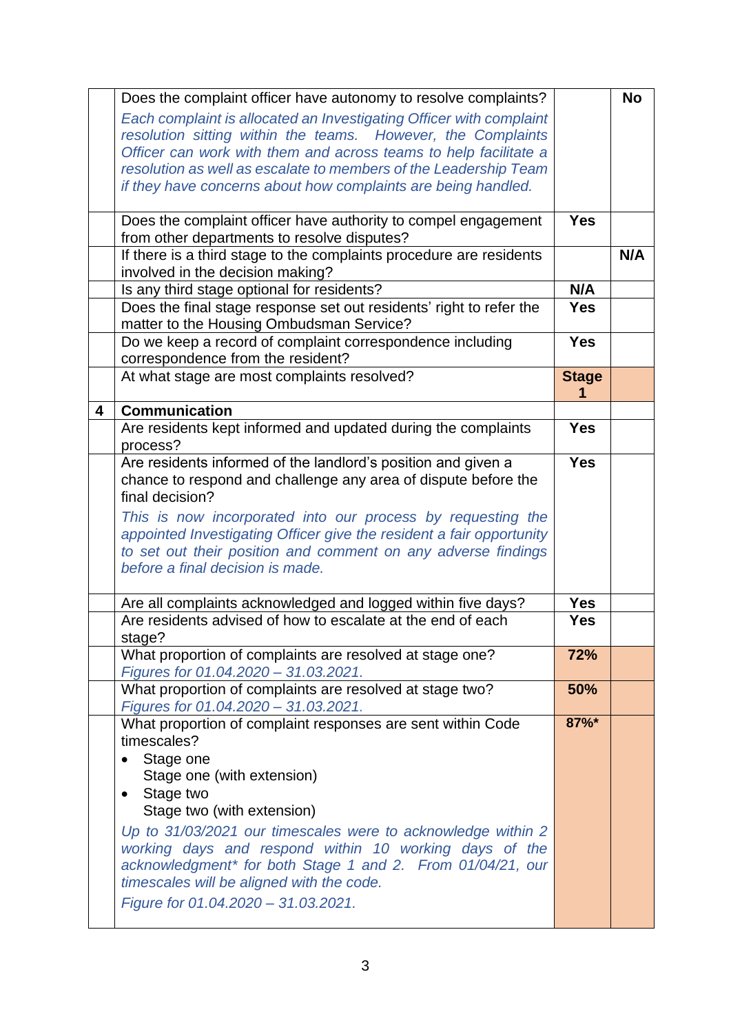| | | | |
|---|---|---|---|
| | Does the complaint officer have autonomy to resolve complaints?<br>*Each complaint is allocated an Investigating Officer with complaint resolution sitting within the teams. However, the Complaints Officer can work with them and across teams to help facilitate a resolution as well as escalate to members of the Leadership Team if they have concerns about how complaints are being handled.* | | **No** |
| | Does the complaint officer have authority to compel engagement from other departments to resolve disputes? | **Yes** | |
| | If there is a third stage to the complaints procedure are residents involved in the decision making? | | **N/A** |
| | Is any third stage optional for residents? | **N/A** | |
| | Does the final stage response set out residents' right to refer the matter to the Housing Ombudsman Service? | **Yes** | |
| | Do we keep a record of complaint correspondence including correspondence from the resident? | **Yes** | |
| | At what stage are most complaints resolved? | **Stage 1** | |
| **4** | **Communication** | | |
| | Are residents kept informed and updated during the complaints process? | **Yes** | |
| | Are residents informed of the landlord's position and given a chance to respond and challenge any area of dispute before the final decision?<br>*This is now incorporated into our process by requesting the appointed Investigating Officer give the resident a fair opportunity to set out their position and comment on any adverse findings before a final decision is made.* | **Yes** | |
| | Are all complaints acknowledged and logged within five days? | **Yes** | |
| | Are residents advised of how to escalate at the end of each stage? | **Yes** | |
| | What proportion of complaints are resolved at stage one?<br>*Figures for 01.04.2020 – 31.03.2021.* | **72%** | |
| | What proportion of complaints are resolved at stage two?<br>*Figures for 01.04.2020 – 31.03.2021.* | **50%** | |
| | What proportion of complaint responses are sent within Code timescales?<br>• Stage one<br>Stage one (with extension)<br>• Stage two<br>Stage two (with extension)<br>*Up to 31/03/2021 our timescales were to acknowledge within 2 working days and respond within 10 working days of the acknowledgment* for both Stage 1 and 2. From 01/04/21, our timescales will be aligned with the code.*<br>*Figure for 01.04.2020 – 31.03.2021.* | **87%*** | |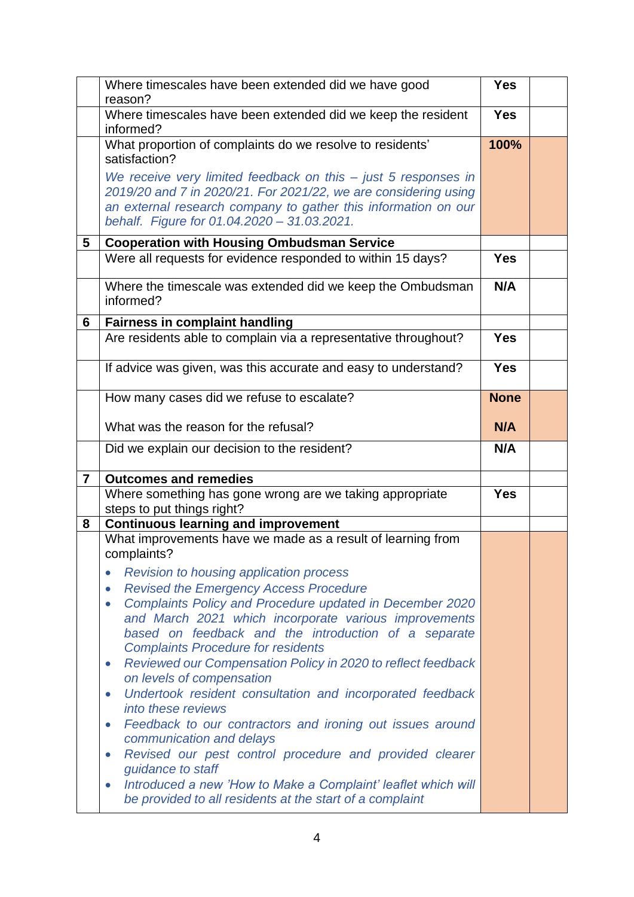| | | | |
|---|---|---|---|
| | Where timescales have been extended did we have good reason? | **Yes** | |
| | Where timescales have been extended did we keep the resident informed? | **Yes** | |
| | What proportion of complaints do we resolve to residents' satisfaction?<br><br>*We receive very limited feedback on this – just 5 responses in 2019/20 and 7 in 2020/21. For 2021/22, we are considering using an external research company to gather this information on our behalf. Figure for 01.04.2020 – 31.03.2021.* | **100%** | |
| **5** | **Cooperation with Housing Ombudsman Service** | | |
| | Were all requests for evidence responded to within 15 days? | **Yes** | |
| | Where the timescale was extended did we keep the Ombudsman informed? | **N/A** | |
| **6** | **Fairness in complaint handling** | | |
| | Are residents able to complain via a representative throughout? | **Yes** | |
| | If advice was given, was this accurate and easy to understand? | **Yes** | |
| | How many cases did we refuse to escalate?<br><br>What was the reason for the refusal? | **None**<br><br>**N/A** | |
| | Did we explain our decision to the resident? | **N/A** | |
| **7** | **Outcomes and remedies** | | |
| | Where something has gone wrong are we taking appropriate steps to put things right? | **Yes** | |
| **8** | **Continuous learning and improvement** | | |
| | What improvements have we made as a result of learning from complaints?<br><br>• *Revision to housing application process*<br>• *Revised the Emergency Access Procedure*<br>• *Complaints Policy and Procedure updated in December 2020 and March 2021 which incorporate various improvements based on feedback and the introduction of a separate Complaints Procedure for residents*<br>• *Reviewed our Compensation Policy in 2020 to reflect feedback on levels of compensation*<br>• *Undertook resident consultation and incorporated feedback into these reviews*<br>• *Feedback to our contractors and ironing out issues around communication and delays*<br>• *Revised our pest control procedure and provided clearer guidance to staff*<br>• *Introduced a new 'How to Make a Complaint' leaflet which will be provided to all residents at the start of a complaint* | | |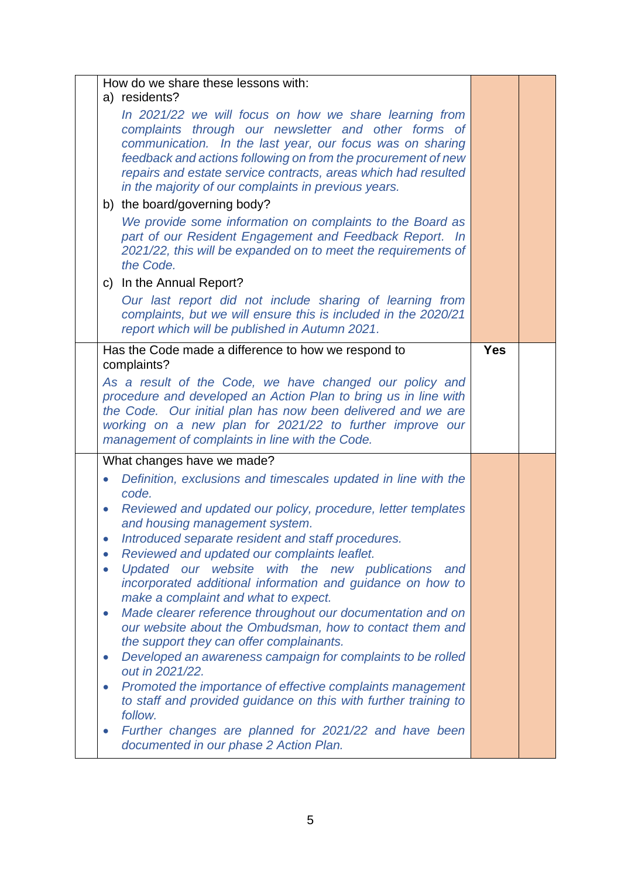| | | | |
|---|---|---|---|
| | How do we share these lessons with:<br>a) residents?<br>*In 2021/22 we will focus on how we share learning from complaints through our newsletter and other forms of communication. In the last year, our focus was on sharing feedback and actions following on from the procurement of new repairs and estate service contracts, areas which had resulted in the majority of our complaints in previous years.*<br>b) the board/governing body?<br>*We provide some information on complaints to the Board as part of our Resident Engagement and Feedback Report. In 2021/22, this will be expanded on to meet the requirements of the Code.*<br>c) In the Annual Report?<br>*Our last report did not include sharing of learning from complaints, but we will ensure this is included in the 2020/21 report which will be published in Autumn 2021.* | | |
| | Has the Code made a difference to how we respond to complaints?<br>*As a result of the Code, we have changed our policy and procedure and developed an Action Plan to bring us in line with the Code. Our initial plan has now been delivered and we are working on a new plan for 2021/22 to further improve our management of complaints in line with the Code.* | **Yes** | |
| | What changes have we made?<br>• *Definition, exclusions and timescales updated in line with the code.*<br>• *Reviewed and updated our policy, procedure, letter templates and housing management system.*<br>• *Introduced separate resident and staff procedures.*<br>• *Reviewed and updated our complaints leaflet.*<br>• *Updated our website with the new publications and incorporated additional information and guidance on how to make a complaint and what to expect.*<br>• *Made clearer reference throughout our documentation and on our website about the Ombudsman, how to contact them and the support they can offer complainants.*<br>• *Developed an awareness campaign for complaints to be rolled out in 2021/22.*<br>• *Promoted the importance of effective complaints management to staff and provided guidance on this with further training to follow.*<br>• *Further changes are planned for 2021/22 and have been documented in our phase 2 Action Plan.* | | |